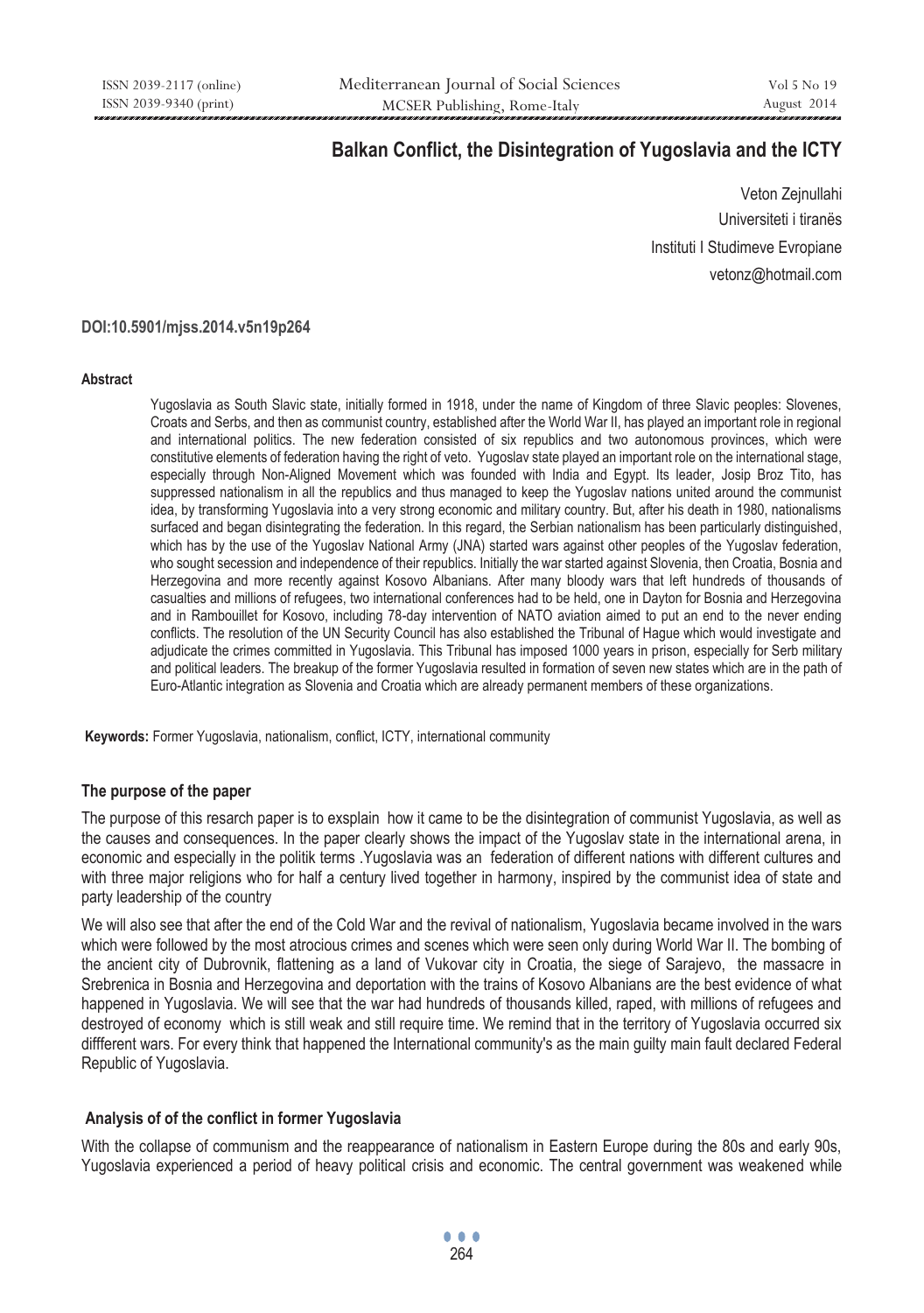# Balkan Conflict, the Disintegration of Yugoslavia and the ICTY

Veton Zejnullahi
Universiteti i tiranës
Instituti I Studimeve Evropiane
vetonz@hotmail.com

**DOI:10.5901/mjss.2014.v5n19p264**

#### Abstract

Yugoslavia as South Slavic state, initially formed in 1918, under the name of Kingdom of three Slavic peoples: Slovenes, Croats and Serbs, and then as communist country, established after the World War II, has played an important role in regional and international politics. The new federation consisted of six republics and two autonomous provinces, which were constitutive elements of federation having the right of veto. Yugoslav state played an important role on the international stage, especially through Non-Aligned Movement which was founded with India and Egypt. Its leader, Josip Broz Tito, has suppressed nationalism in all the republics and thus managed to keep the Yugoslav nations united around the communist idea, by transforming Yugoslavia into a very strong economic and military country. But, after his death in 1980, nationalisms surfaced and began disintegrating the federation. In this regard, the Serbian nationalism has been particularly distinguished, which has by the use of the Yugoslav National Army (JNA) started wars against other peoples of the Yugoslav federation, who sought secession and independence of their republics. Initially the war started against Slovenia, then Croatia, Bosnia and Herzegovina and more recently against Kosovo Albanians. After many bloody wars that left hundreds of thousands of casualties and millions of refugees, two international conferences had to be held, one in Dayton for Bosnia and Herzegovina and in Rambouillet for Kosovo, including 78-day intervention of NATO aviation aimed to put an end to the never ending conflicts. The resolution of the UN Security Council has also established the Tribunal of Hague which would investigate and adjudicate the crimes committed in Yugoslavia. This Tribunal has imposed 1000 years in prison, especially for Serb military and political leaders. The breakup of the former Yugoslavia resulted in formation of seven new states which are in the path of Euro-Atlantic integration as Slovenia and Croatia which are already permanent members of these organizations.

**Keywords:** Former Yugoslavia, nationalism, conflict, ICTY, international community

## The purpose of the paper

The purpose of this resrach paper is to exsplain how it came to be the disintegration of communist Yugoslavia, as well as the causes and consequences. In the paper clearly shows the impact of the Yugoslav state in the international arena, in economic and especially in the politik terms .Yugoslavia was an federation of different nations with different cultures and with three major religions who for half a century lived together in harmony, inspired by the communist idea of state and party leadership of the country

We will also see that after the end of the Cold War and the revival of nationalism, Yugoslavia became involved in the wars which were followed by the most atrocious crimes and scenes which were seen only during World War II. The bombing of the ancient city of Dubrovnik, flattening as a land of Vukovar city in Croatia, the siege of Sarajevo, the massacre in Srebrenica in Bosnia and Herzegovina and deportation with the trains of Kosovo Albanians are the best evidence of what happened in Yugoslavia. We will see that the war had hundreds of thousands killed, raped, with millions of refugees and destroyed of economy which is still weak and still require time. We remind that in the territory of Yugoslavia occurred six diffferent wars. For every think that happened the International community's as the main guilty main fault declared Federal Republic of Yugoslavia.

## Analysis of of the conflict in former Yugoslavia

With the collapse of communism and the reappearance of nationalism in Eastern Europe during the 80s and early 90s, Yugoslavia experienced a period of heavy political crisis and economic. The central government was weakened while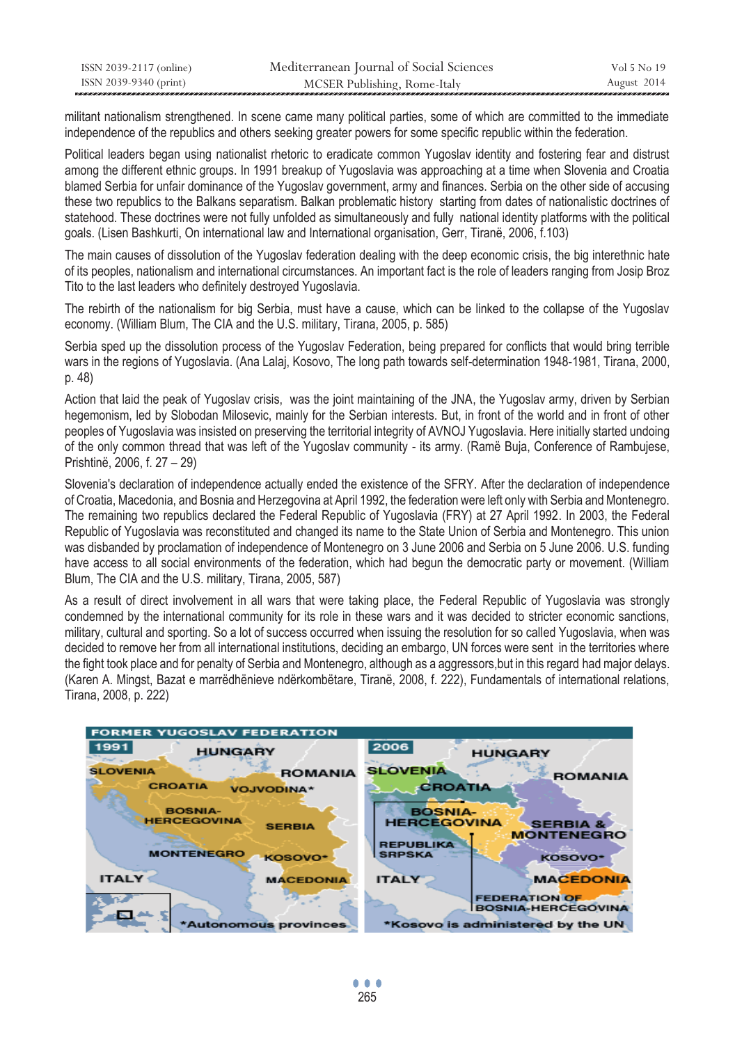militant nationalism strengthened. In scene came many political parties, some of which are committed to the immediate independence of the republics and others seeking greater powers for some specific republic within the federation.

Political leaders began using nationalist rhetoric to eradicate common Yugoslav identity and fostering fear and distrust among the different ethnic groups. In 1991 breakup of Yugoslavia was approaching at a time when Slovenia and Croatia blamed Serbia for unfair dominance of the Yugoslav government, army and finances. Serbia on the other side of accusing these two republics to the Balkans separatism. Balkan problematic history starting from dates of nationalistic doctrines of statehood. These doctrines were not fully unfolded as simultaneously and fully national identity platforms with the political goals. (Lisen Bashkurti, On international law and International organisation, Gerr, Tiranë, 2006, f.103)

The main causes of dissolution of the Yugoslav federation dealing with the deep economic crisis, the big interethnic hate of its peoples, nationalism and international circumstances. An important fact is the role of leaders ranging from Josip Broz Tito to the last leaders who definitely destroyed Yugoslavia.

The rebirth of the nationalism for big Serbia, must have a cause, which can be linked to the collapse of the Yugoslav economy. (William Blum, The CIA and the U.S. military, Tirana, 2005, p. 585)

Serbia sped up the dissolution process of the Yugoslav Federation, being prepared for conflicts that would bring terrible wars in the regions of Yugoslavia. (Ana Lalaj, Kosovo, The long path towards self-determination 1948-1981, Tirana, 2000, p. 48)

Action that laid the peak of Yugoslav crisis, was the joint maintaining of the JNA, the Yugoslav army, driven by Serbian hegemonism, led by Slobodan Milosevic, mainly for the Serbian interests. But, in front of the world and in front of other peoples of Yugoslavia was insisted on preserving the territorial integrity of AVNOJ Yugoslavia. Here initially started undoing of the only common thread that was left of the Yugoslav community - its army. (Ramë Buja, Conference of Rambujese, Prishtinë, 2006, f. 27 – 29)

Slovenia's declaration of independence actually ended the existence of the SFRY. After the declaration of independence of Croatia, Macedonia, and Bosnia and Herzegovina at April 1992, the federation were left only with Serbia and Montenegro. The remaining two republics declared the Federal Republic of Yugoslavia (FRY) at 27 April 1992. In 2003, the Federal Republic of Yugoslavia was reconstituted and changed its name to the State Union of Serbia and Montenegro. This union was disbanded by proclamation of independence of Montenegro on 3 June 2006 and Serbia on 5 June 2006. U.S. funding have access to all social environments of the federation, which had begun the democratic party or movement. (William Blum, The CIA and the U.S. military, Tirana, 2005, 587)

As a result of direct involvement in all wars that were taking place, the Federal Republic of Yugoslavia was strongly condemned by the international community for its role in these wars and it was decided to stricter economic sanctions, military, cultural and sporting. So a lot of success occurred when issuing the resolution for so called Yugoslavia, when was decided to remove her from all international institutions, deciding an embargo, UN forces were sent in the territories where the fight took place and for penalty of Serbia and Montenegro, although as a aggressors,but in this regard had major delays. (Karen A. Mingst, Bazat e marrëdhënieve ndërkombëtare, Tiranë, 2008, f. 222), Fundamentals of international relations, Tirana, 2008, p. 222)

FORMER YUGOSLAV FEDERATION

1991: HUNGARY, SLOVENIA, ROMANIA, CROATIA, VOJVODINA*, BOSNIA-HERCEGOVINA, SERBIA, MONTENEGRO, KOSOVO*, ITALY, MACEDONIA. *Autonomous provinces

2006: HUNGARY, SLOVENIA, ROMANIA, CROATIA, BOSNIA-HERCEGOVINA, SERBIA & MONTENEGRO, REPUBLIKA SRPSKA, KOSOVO*, ITALY, MACEDONIA, FEDERATION OF BOSNIA-HERCEGOVINA. *Kosovo is administered by the UN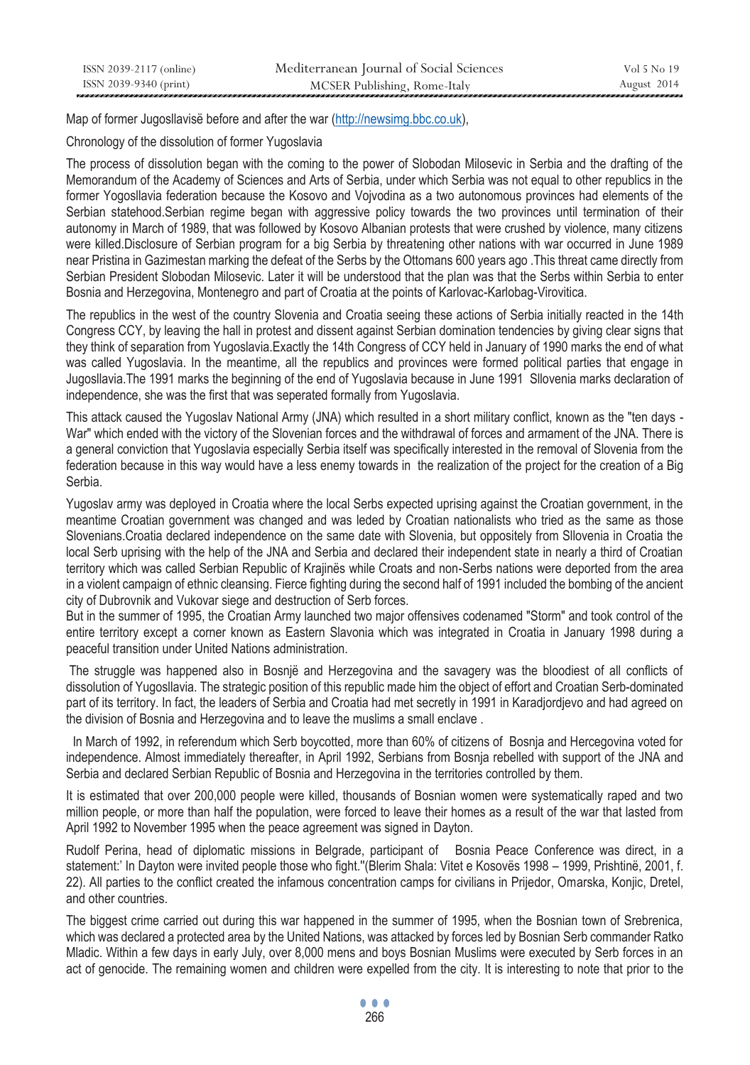Map of former Jugosllavisë before and after the war (http://newsimg.bbc.co.uk),

Chronology of the dissolution of former Yugoslavia

The process of dissolution began with the coming to the power of Slobodan Milosevic in Serbia and the drafting of the Memorandum of the Academy of Sciences and Arts of Serbia, under which Serbia was not equal to other republics in the former Yogosllavia federation because the Kosovo and Vojvodina as a two autonomous provinces had elements of the Serbian statehood.Serbian regime began with aggressive policy towards the two provinces until termination of their autonomy in March of 1989, that was followed by Kosovo Albanian protests that were crushed by violence, many citizens were killed.Disclosure of Serbian program for a big Serbia by threatening other nations with war occurred in June 1989 near Pristina in Gazimestan marking the defeat of the Serbs by the Ottomans 600 years ago .This threat came directly from Serbian President Slobodan Milosevic. Later it will be understood that the plan was that the Serbs within Serbia to enter Bosnia and Herzegovina, Montenegro and part of Croatia at the points of Karlovac-Karlobag-Virovitica.

The republics in the west of the country Slovenia and Croatia seeing these actions of Serbia initially reacted in the 14th Congress CCY, by leaving the hall in protest and dissent against Serbian domination tendencies by giving clear signs that they think of separation from Yugoslavia.Exactly the 14th Congress of CCY held in January of 1990 marks the end of what was called Yugoslavia. In the meantime, all the republics and provinces were formed political parties that engage in Jugosllavia.The 1991 marks the beginning of the end of Yugoslavia because in June 1991 Sllovenia marks declaration of independence, she was the first that was seperated formally from Yugoslavia.

This attack caused the Yugoslav National Army (JNA) which resulted in a short military conflict, known as the "ten days - War" which ended with the victory of the Slovenian forces and the withdrawal of forces and armament of the JNA. There is a general conviction that Yugoslavia especially Serbia itself was specifically interested in the removal of Slovenia from the federation because in this way would have a less enemy towards in the realization of the project for the creation of a Big Serbia.

Yugoslav army was deployed in Croatia where the local Serbs expected uprising against the Croatian government, in the meantime Croatian government was changed and was leded by Croatian nationalists who tried as the same as those Slovenians.Croatia declared independence on the same date with Slovenia, but oppositely from Sllovenia in Croatia the local Serb uprising with the help of the JNA and Serbia and declared their independent state in nearly a third of Croatian territory which was called Serbian Republic of Krajinës while Croats and non-Serbs nations were deported from the area in a violent campaign of ethnic cleansing. Fierce fighting during the second half of 1991 included the bombing of the ancient city of Dubrovnik and Vukovar siege and destruction of Serb forces.
But in the summer of 1995, the Croatian Army launched two major offensives codenamed "Storm" and took control of the entire territory except a corner known as Eastern Slavonia which was integrated in Croatia in January 1998 during a peaceful transition under United Nations administration.

The struggle was happened also in Bosnjë and Herzegovina and the savagery was the bloodiest of all conflicts of dissolution of Yugoslavia. The strategic position of this republic made him the object of effort and Croatian Serb-dominated part of its territory. In fact, the leaders of Serbia and Croatia had met secretly in 1991 in Karadjordjevo and had agreed on the division of Bosnia and Herzegovina and to leave the muslims a small enclave .

In March of 1992, in referendum which Serb boycotted, more than 60% of citizens of Bosnja and Hercegovina voted for independence. Almost immediately thereafter, in April 1992, Serbians from Bosnja rebelled with support of the JNA and Serbia and declared Serbian Republic of Bosnia and Herzegovina in the territories controlled by them.

It is estimated that over 200,000 people were killed, thousands of Bosnian women were systematically raped and two million people, or more than half the population, were forced to leave their homes as a result of the war that lasted from April 1992 to November 1995 when the peace agreement was signed in Dayton.

Rudolf Perina, head of diplomatic missions in Belgrade, participant of Bosnia Peace Conference was direct, in a statement:' In Dayton were invited people those who fight.''(Blerim Shala: Vitet e Kosovës 1998 – 1999, Prishtinë, 2001, f. 22). All parties to the conflict created the infamous concentration camps for civilians in Prijedor, Omarska, Konjic, Dretel, and other countries.

The biggest crime carried out during this war happened in the summer of 1995, when the Bosnian town of Srebrenica, which was declared a protected area by the United Nations, was attacked by forces led by Bosnian Serb commander Ratko Mladic. Within a few days in early July, over 8,000 mens and boys Bosnian Muslims were executed by Serb forces in an act of genocide. The remaining women and children were expelled from the city. It is interesting to note that prior to the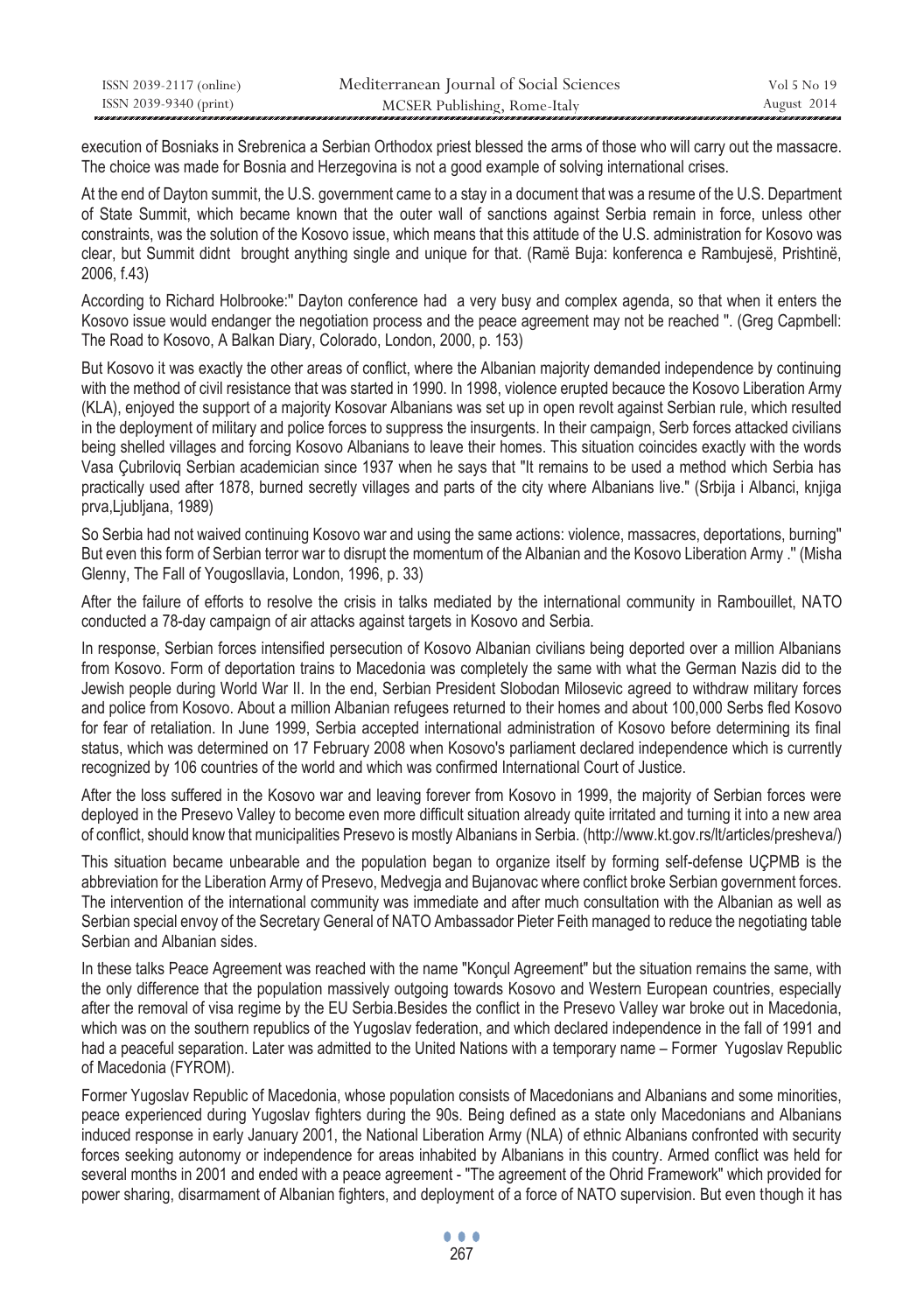execution of Bosniaks in Srebrenica a Serbian Orthodox priest blessed the arms of those who will carry out the massacre. The choice was made for Bosnia and Herzegovina is not a good example of solving international crises.

At the end of Dayton summit, the U.S. government came to a stay in a document that was a resume of the U.S. Department of State Summit, which became known that the outer wall of sanctions against Serbia remain in force, unless other constraints, was the solution of the Kosovo issue, which means that this attitude of the U.S. administration for Kosovo was clear, but Summit didnt brought anything single and unique for that. (Ramë Buja: konferenca e Rambujesë, Prishtinë, 2006, f.43)

According to Richard Holbrooke:" Dayton conference had a very busy and complex agenda, so that when it enters the Kosovo issue would endanger the negotiation process and the peace agreement may not be reached ". (Greg Capmbell: The Road to Kosovo, A Balkan Diary, Colorado, London, 2000, p. 153)

But Kosovo it was exactly the other areas of conflict, where the Albanian majority demanded independence by continuing with the method of civil resistance that was started in 1990. In 1998, violence erupted becauce the Kosovo Liberation Army (KLA), enjoyed the support of a majority Kosovar Albanians was set up in open revolt against Serbian rule, which resulted in the deployment of military and police forces to suppress the insurgents. In their campaign, Serb forces attacked civilians being shelled villages and forcing Kosovo Albanians to leave their homes. This situation coincides exactly with the words Vasa Çubriloviq Serbian academician since 1937 when he says that "It remains to be used a method which Serbia has practically used after 1878, burned secretly villages and parts of the city where Albanians live." (Srbija i Albanci, knjiga prva,Ljubljana, 1989)

So Serbia had not waived continuing Kosovo war and using the same actions: violence, massacres, deportations, burning" But even this form of Serbian terror war to disrupt the momentum of the Albanian and the Kosovo Liberation Army ." (Misha Glenny, The Fall of Yougosllavia, London, 1996, p. 33)

After the failure of efforts to resolve the crisis in talks mediated by the international community in Rambouillet, NATO conducted a 78-day campaign of air attacks against targets in Kosovo and Serbia.

In response, Serbian forces intensified persecution of Kosovo Albanian civilians being deported over a million Albanians from Kosovo. Form of deportation trains to Macedonia was completely the same with what the German Nazis did to the Jewish people during World War II. In the end, Serbian President Slobodan Milosevic agreed to withdraw military forces and police from Kosovo. About a million Albanian refugees returned to their homes and about 100,000 Serbs fled Kosovo for fear of retaliation. In June 1999, Serbia accepted international administration of Kosovo before determining its final status, which was determined on 17 February 2008 when Kosovo's parliament declared independence which is currently recognized by 106 countries of the world and which was confirmed International Court of Justice.

After the loss suffered in the Kosovo war and leaving forever from Kosovo in 1999, the majority of Serbian forces were deployed in the Presevo Valley to become even more difficult situation already quite irritated and turning it into a new area of conflict, should know that municipalities Presevo is mostly Albanians in Serbia. (http://www.kt.gov.rs/lt/articles/presheva/)

This situation became unbearable and the population began to organize itself by forming self-defense UÇPMB is the abbreviation for the Liberation Army of Presevo, Medvegja and Bujanovac where conflict broke Serbian government forces. The intervention of the international community was immediate and after much consultation with the Albanian as well as Serbian special envoy of the Secretary General of NATO Ambassador Pieter Feith managed to reduce the negotiating table Serbian and Albanian sides.

In these talks Peace Agreement was reached with the name "Konçul Agreement" but the situation remains the same, with the only difference that the population massively outgoing towards Kosovo and Western European countries, especially after the removal of visa regime by the EU Serbia.Besides the conflict in the Presevo Valley war broke out in Macedonia, which was on the southern republics of the Yugoslav federation, and which declared independence in the fall of 1991 and had a peaceful separation. Later was admitted to the United Nations with a temporary name – Former Yugoslav Republic of Macedonia (FYROM).

Former Yugoslav Republic of Macedonia, whose population consists of Macedonians and Albanians and some minorities, peace experienced during Yugoslav fighters during the 90s. Being defined as a state only Macedonians and Albanians induced response in early January 2001, the National Liberation Army (NLA) of ethnic Albanians confronted with security forces seeking autonomy or independence for areas inhabited by Albanians in this country. Armed conflict was held for several months in 2001 and ended with a peace agreement - "The agreement of the Ohrid Framework" which provided for power sharing, disarmament of Albanian fighters, and deployment of a force of NATO supervision. But even though it has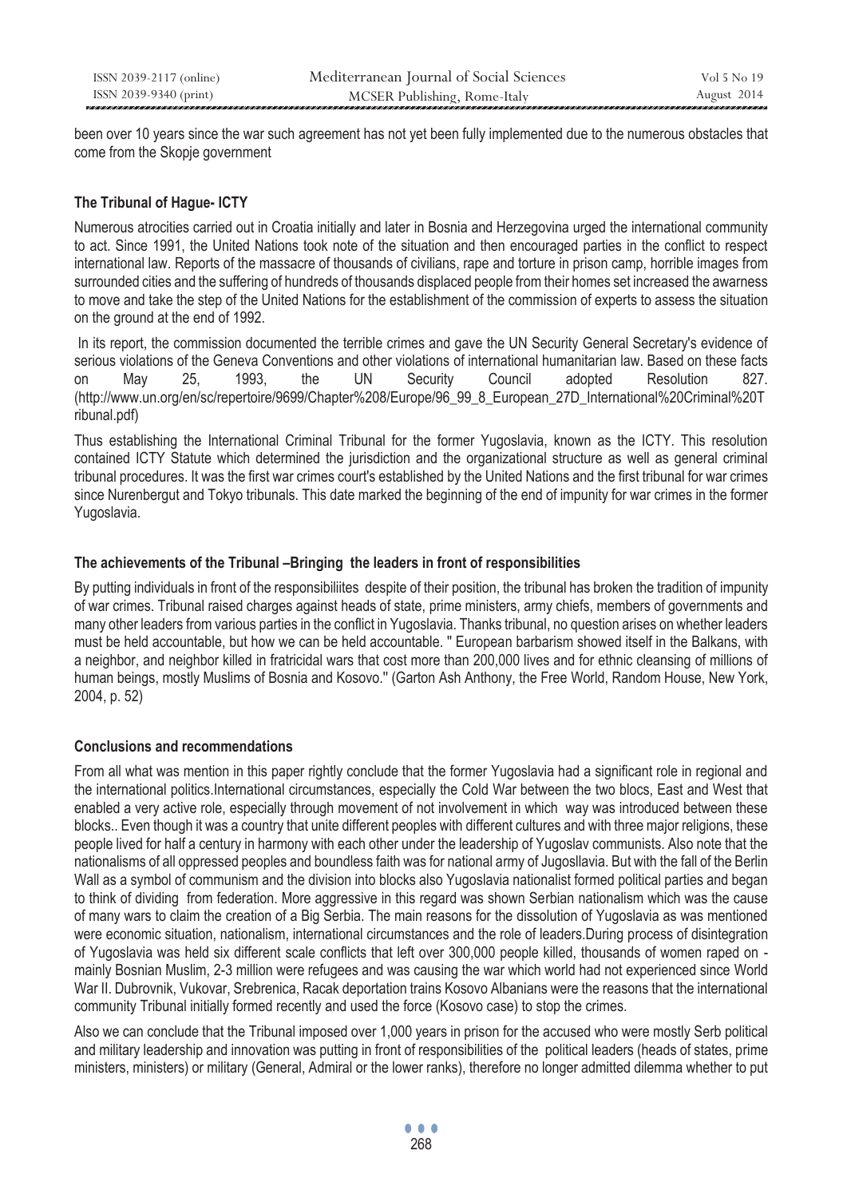been over 10 years since the war such agreement has not yet been fully implemented due to the numerous obstacles that come from the Skopje government

### The Tribunal of Hague- ICTY

Numerous atrocities carried out in Croatia initially and later in Bosnia and Herzegovina urged the international community to act. Since 1991, the United Nations took note of the situation and then encouraged parties in the conflict to respect international law. Reports of the massacre of thousands of civilians, rape and torture in prison camp, horrible images from surrounded cities and the suffering of hundreds of thousands displaced people from their homes set increased the awarness to move and take the step of the United Nations for the establishment of the commission of experts to assess the situation on the ground at the end of 1992.

In its report, the commission documented the terrible crimes and gave the UN Security General Secretary's evidence of serious violations of the Geneva Conventions and other violations of international humanitarian law. Based on these facts on May 25, 1993, the UN Security Council adopted Resolution 827. (http://www.un.org/en/sc/repertoire/9699/Chapter%208/Europe/96_99_8_European_27D_International%20Criminal%20Tribunal.pdf)

Thus establishing the International Criminal Tribunal for the former Yugoslavia, known as the ICTY. This resolution contained ICTY Statute which determined the jurisdiction and the organizational structure as well as general criminal tribunal procedures. It was the first war crimes court's established by the United Nations and the first tribunal for war crimes since Nurenbergut and Tokyo tribunals. This date marked the beginning of the end of impunity for war crimes in the former Yugoslavia.

### The achievements of the Tribunal –Bringing the leaders in front of responsibilities

By putting individuals in front of the responsibiliites despite of their position, the tribunal has broken the tradition of impunity of war crimes. Tribunal raised charges against heads of state, prime ministers, army chiefs, members of governments and many other leaders from various parties in the conflict in Yugoslavia. Thanks tribunal, no question arises on whether leaders must be held accountable, but how we can be held accountable. " European barbarism showed itself in the Balkans, with a neighbor, and neighbor killed in fratricidal wars that cost more than 200,000 lives and for ethnic cleansing of millions of human beings, mostly Muslims of Bosnia and Kosovo.'' (Garton Ash Anthony, the Free World, Random House, New York, 2004, p. 52)

### Conclusions and recommendations

From all what was mention in this paper rightly conclude that the former Yugoslavia had a significant role in regional and the international politics.International circumstances, especially the Cold War between the two blocs, East and West that enabled a very active role, especially through movement of not involvement in which way was introduced between these blocks.. Even though it was a country that unite different peoples with different cultures and with three major religions, these people lived for half a century in harmony with each other under the leadership of Yugoslav communists. Also note that the nationalisms of all oppressed peoples and boundless faith was for national army of Jugosllavia. But with the fall of the Berlin Wall as a symbol of communism and the division into blocks also Yugoslavia nationalist formed political parties and began to think of dividing from federation. More aggressive in this regard was shown Serbian nationalism which was the cause of many wars to claim the creation of a Big Serbia. The main reasons for the dissolution of Yugoslavia as was mentioned were economic situation, nationalism, international circumstances and the role of leaders.During process of disintegration of Yugoslavia was held six different scale conflicts that left over 300,000 people killed, thousands of women raped on - mainly Bosnian Muslim, 2-3 million were refugees and was causing the war which world had not experienced since World War II. Dubrovnik, Vukovar, Srebrenica, Racak deportation trains Kosovo Albanians were the reasons that the international community Tribunal initially formed recently and used the force (Kosovo case) to stop the crimes.

Also we can conclude that the Tribunal imposed over 1,000 years in prison for the accused who were mostly Serb political and military leadership and innovation was putting in front of responsibilities of the political leaders (heads of states, prime ministers, ministers) or military (General, Admiral or the lower ranks), therefore no longer admitted dilemma whether to put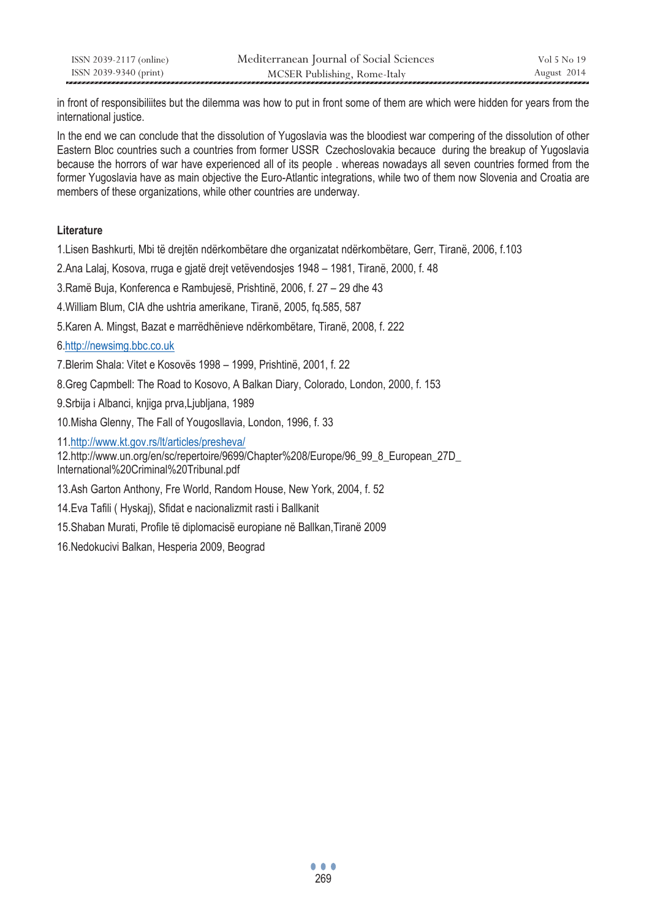in front of responsibiliites but the dilemma was how to put in front some of them are which were hidden for years from the international justice.

In the end we can conclude that the dissolution of Yugoslavia was the bloodiest war compering of the dissolution of other Eastern Bloc countries such a countries from former USSR  Czechoslovakia becauce  during the breakup of Yugoslavia because the horrors of war have experienced all of its people . whereas nowadays all seven countries formed from the former Yugoslavia have as main objective the Euro-Atlantic integrations, while two of them now Slovenia and Croatia are members of these organizations, while other countries are underway.

**Literature**

1.Lisen Bashkurti, Mbi të drejtën ndërkombëtare dhe organizatat ndërkombëtare, Gerr, Tiranë, 2006, f.103

2.Ana Lalaj, Kosova, rruga e gjatë drejt vetëvendosjes 1948 – 1981, Tiranë, 2000, f. 48

3.Ramë Buja, Konferenca e Rambujesë, Prishtinë, 2006, f. 27 – 29 dhe 43

4.William Blum, CIA dhe ushtria amerikane, Tiranë, 2005, fq.585, 587

5.Karen A. Mingst, Bazat e marrëdhënieve ndërkombëtare, Tiranë, 2008, f. 222

6.http://newsimg.bbc.co.uk

7.Blerim Shala: Vitet e Kosovës 1998 – 1999, Prishtinë, 2001, f. 22

8.Greg Capmbell: The Road to Kosovo, A Balkan Diary, Colorado, London, 2000, f. 153

9.Srbija i Albanci, knjiga prva,Ljubljana, 1989

10.Misha Glenny, The Fall of Yougosllavia, London, 1996, f. 33

11.http://www.kt.gov.rs/lt/articles/presheva/

12.http://www.un.org/en/sc/repertoire/9699/Chapter%208/Europe/96_99_8_European_27D_International%20Criminal%20Tribunal.pdf

13.Ash Garton Anthony, Fre World, Random House, New York, 2004, f. 52

14.Eva Tafili ( Hyskaj), Sfidat e nacionalizmit rasti i Ballkanit

15.Shaban Murati, Profile të diplomacisë europiane në Ballkan,Tiranë 2009

16.Nedokucivi Balkan, Hesperia 2009, Beograd